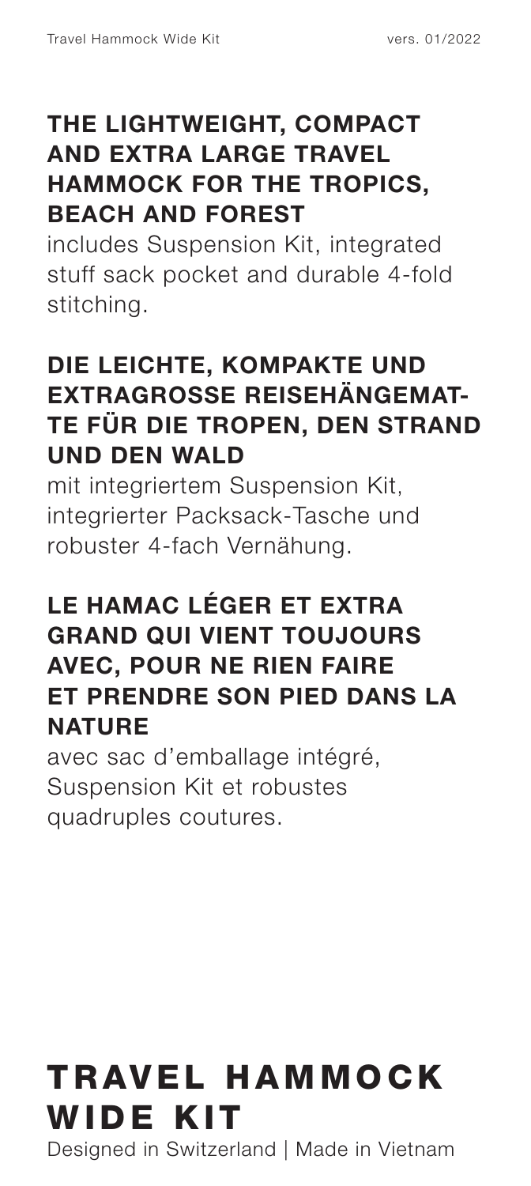## THE LIGHTWEIGHT, COMPACT AND EXTRA LARGE TRAVEL HAMMOCK FOR THE TROPICS, BEACH AND FOREST

includes Suspension Kit, integrated stuff sack pocket and durable 4-fold stitching.

## DIE LEICHTE, KOMPAKTE UND EXTRAGROSSE REISEHÄNGEMATTE FÜR DIE TROPEN, DEN STRAND UND DEN WALD

mit integriertem Suspension Kit, integrierter Packsack-Tasche und robuster 4-fach Vernähung.

## LE HAMAC LÉGER ET EXTRA GRAND QUI VIENT TOUJOURS AVEC, POUR NE RIEN FAIRE ET PRENDRE SON PIED DANS LA NATURE

avec sac d'emballage intégré, Suspension Kit et robustes quadruples coutures.

# TRAVEL HAMMOCK WIDE KIT

Designed in Switzerland | Made in Vietnam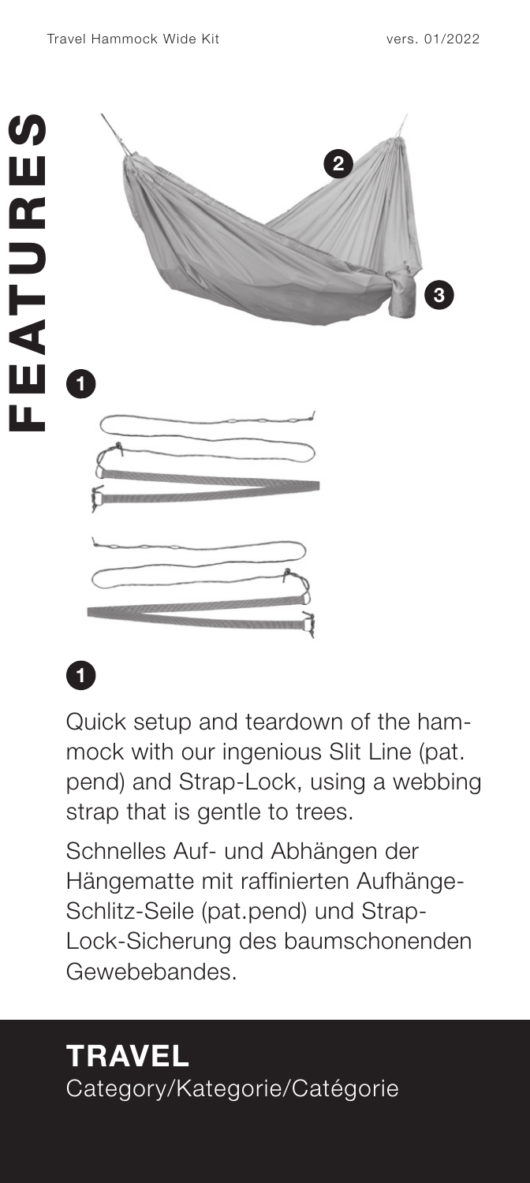# FEATURES

**1**

Quick setup and teardown of the hammock with our ingenious Slit Line (pat. pend) and Strap-Lock, using a webbing strap that is gentle to trees.

Schnelles Auf- und Abhängen der Hängematte mit raffinierten Aufhänge-Schlitz-Seile (pat.pend) und Strap-Lock-Sicherung des baumschonenden Gewebebandes.

## TRAVEL

Category/Kategorie/Catégorie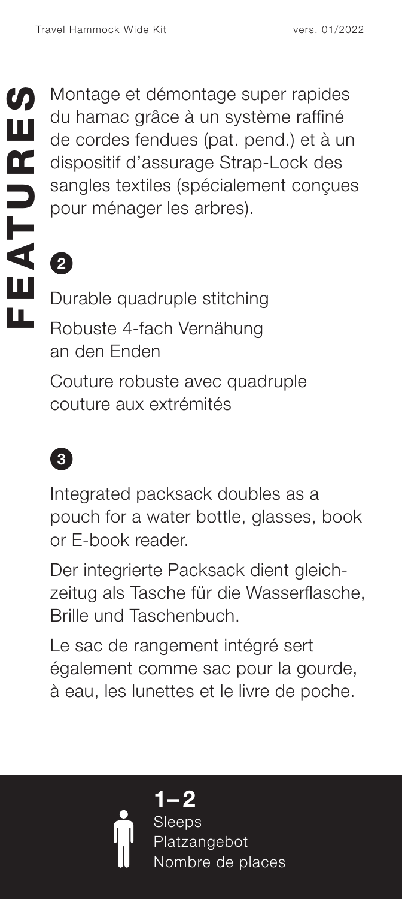# FEATURES

Montage et démontage super rapides du hamac grâce à un système raffiné de cordes fendues (pat. pend.) et à un dispositif d'assurage Strap-Lock des sangles textiles (spécialement conçues pour ménager les arbres).

**2**

Durable quadruple stitching

Robuste 4-fach Vernähung an den Enden

Couture robuste avec quadruple couture aux extrémités

**3**

Integrated packsack doubles as a pouch for a water bottle, glasses, book or E-book reader.

Der integrierte Packsack dient gleichzeitug als Tasche für die Wasserflasche, Brille und Taschenbuch.

Le sac de rangement intégré sert également comme sac pour la gourde, à eau, les lunettes et le livre de poche.

**1–2**
Sleeps
Platzangebot
Nombre de places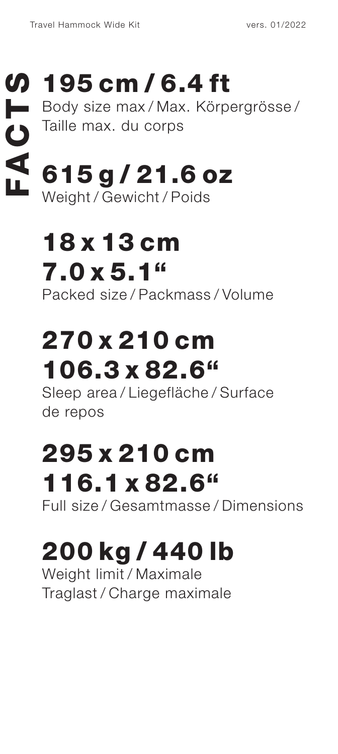# FACTS

## 195 cm / 6.4 ft
Body size max / Max. Körpergrösse / Taille max. du corps

## 615 g / 21.6 oz
Weight / Gewicht / Poids

## 18 x 13 cm
## 7.0 x 5.1“
Packed size / Packmass / Volume

## 270 x 210 cm
## 106.3 x 82.6“
Sleep area / Liegefläche / Surface de repos

## 295 x 210 cm
## 116.1 x 82.6“
Full size / Gesamtmasse / Dimensions

## 200 kg / 440 lb
Weight limit / Maximale Traglast / Charge maximale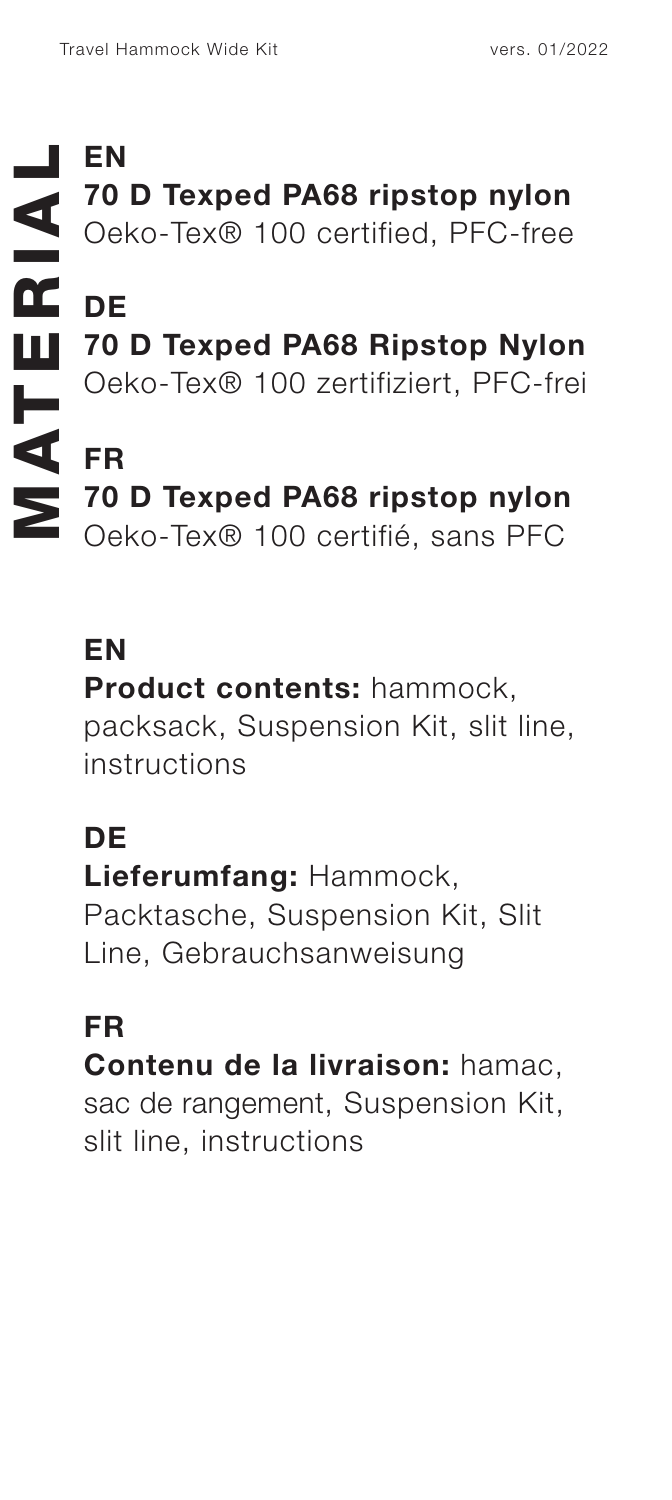# MATERIAL

**EN**

**70 D Texped PA68 ripstop nylon**
Oeko-Tex® 100 certified, PFC-free

**DE**

**70 D Texped PA68 Ripstop Nylon**
Oeko-Tex® 100 zertifiziert, PFC-frei

**FR**

**70 D Texped PA68 ripstop nylon**
Oeko-Tex® 100 certifié, sans PFC

**EN**

**Product contents:** hammock, packsack, Suspension Kit, slit line, instructions

**DE**

**Lieferumfang:** Hammock, Packtasche, Suspension Kit, Slit Line, Gebrauchsanweisung

**FR**

**Contenu de la livraison:** hamac, sac de rangement, Suspension Kit, slit line, instructions